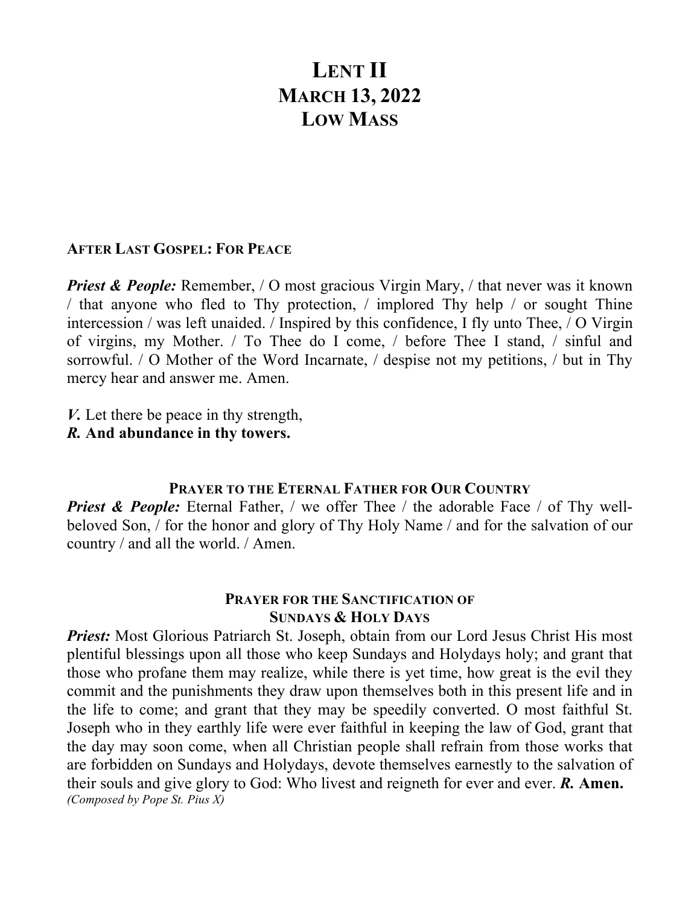# LENT II
# MARCH 13, 2022
# LOW MASS

**AFTER LAST GOSPEL: FOR PEACE**

***Priest & People:*** Remember, / O most gracious Virgin Mary, / that never was it known / that anyone who fled to Thy protection, / implored Thy help / or sought Thine intercession / was left unaided. / Inspired by this confidence, I fly unto Thee, / O Virgin of virgins, my Mother. / To Thee do I come, / before Thee I stand, / sinful and sorrowful. / O Mother of the Word Incarnate, / despise not my petitions, / but in Thy mercy hear and answer me. Amen.

***V.*** Let there be peace in thy strength,
***R.* And abundance in thy towers.**

**PRAYER TO THE ETERNAL FATHER FOR OUR COUNTRY**

***Priest & People:*** Eternal Father, / we offer Thee / the adorable Face / of Thy well-beloved Son, / for the honor and glory of Thy Holy Name / and for the salvation of our country / and all the world. / Amen.

**PRAYER FOR THE SANCTIFICATION OF SUNDAYS & HOLY DAYS**

***Priest:*** Most Glorious Patriarch St. Joseph, obtain from our Lord Jesus Christ His most plentiful blessings upon all those who keep Sundays and Holydays holy; and grant that those who profane them may realize, while there is yet time, how great is the evil they commit and the punishments they draw upon themselves both in this present life and in the life to come; and grant that they may be speedily converted. O most faithful St. Joseph who in they earthly life were ever faithful in keeping the law of God, grant that the day may soon come, when all Christian people shall refrain from those works that are forbidden on Sundays and Holydays, devote themselves earnestly to the salvation of their souls and give glory to God: Who livest and reigneth for ever and ever. ***R.* Amen.**

*(Composed by Pope St. Pius X)*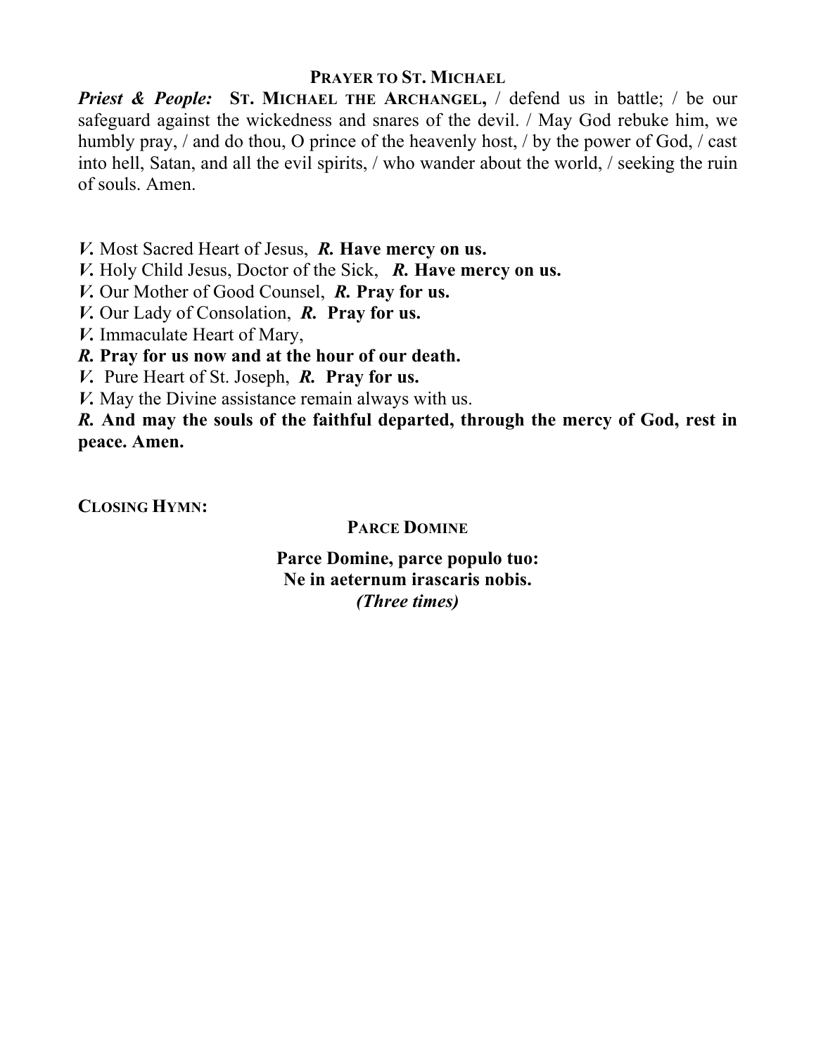**PRAYER TO ST. MICHAEL**

***Priest & People:*** **ST. MICHAEL THE ARCHANGEL,** / defend us in battle; / be our safeguard against the wickedness and snares of the devil. / May God rebuke him, we humbly pray, / and do thou, O prince of the heavenly host, / by the power of God, / cast into hell, Satan, and all the evil spirits, / who wander about the world, / seeking the ruin of souls. Amen.

***V.*** Most Sacred Heart of Jesus, ***R.*** **Have mercy on us.**
***V.*** Holy Child Jesus, Doctor of the Sick, ***R.*** **Have mercy on us.**
***V.*** Our Mother of Good Counsel, ***R.*** **Pray for us.**
***V.*** Our Lady of Consolation, ***R.*** **Pray for us.**
***V.*** Immaculate Heart of Mary,
***R.*** **Pray for us now and at the hour of our death.**
***V.*** Pure Heart of St. Joseph, ***R.*** **Pray for us.**
***V.*** May the Divine assistance remain always with us.
***R.*** **And may the souls of the faithful departed, through the mercy of God, rest in peace. Amen.**

**CLOSING HYMN:**

**PARCE DOMINE**

**Parce Domine, parce populo tuo:**
**Ne in aeternum irascaris nobis.**
***(Three times)***